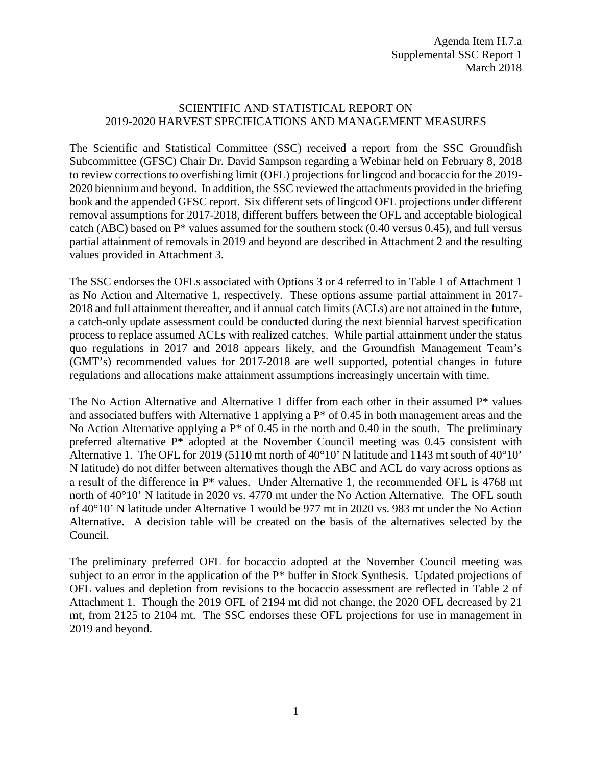Agenda Item H.7.a
Supplemental SSC Report 1
March 2018

# SCIENTIFIC AND STATISTICAL REPORT ON 2019-2020 HARVEST SPECIFICATIONS AND MANAGEMENT MEASURES

The Scientific and Statistical Committee (SSC) received a report from the SSC Groundfish Subcommittee (GFSC) Chair Dr. David Sampson regarding a Webinar held on February 8, 2018 to review corrections to overfishing limit (OFL) projections for lingcod and bocaccio for the 2019-2020 biennium and beyond. In addition, the SSC reviewed the attachments provided in the briefing book and the appended GFSC report. Six different sets of lingcod OFL projections under different removal assumptions for 2017-2018, different buffers between the OFL and acceptable biological catch (ABC) based on P* values assumed for the southern stock (0.40 versus 0.45), and full versus partial attainment of removals in 2019 and beyond are described in Attachment 2 and the resulting values provided in Attachment 3.

The SSC endorses the OFLs associated with Options 3 or 4 referred to in Table 1 of Attachment 1 as No Action and Alternative 1, respectively. These options assume partial attainment in 2017-2018 and full attainment thereafter, and if annual catch limits (ACLs) are not attained in the future, a catch-only update assessment could be conducted during the next biennial harvest specification process to replace assumed ACLs with realized catches. While partial attainment under the status quo regulations in 2017 and 2018 appears likely, and the Groundfish Management Team's (GMT's) recommended values for 2017-2018 are well supported, potential changes in future regulations and allocations make attainment assumptions increasingly uncertain with time.

The No Action Alternative and Alternative 1 differ from each other in their assumed P* values and associated buffers with Alternative 1 applying a P* of 0.45 in both management areas and the No Action Alternative applying a P* of 0.45 in the north and 0.40 in the south. The preliminary preferred alternative P* adopted at the November Council meeting was 0.45 consistent with Alternative 1. The OFL for 2019 (5110 mt north of 40°10' N latitude and 1143 mt south of 40°10' N latitude) do not differ between alternatives though the ABC and ACL do vary across options as a result of the difference in P* values. Under Alternative 1, the recommended OFL is 4768 mt north of 40°10' N latitude in 2020 vs. 4770 mt under the No Action Alternative. The OFL south of 40°10' N latitude under Alternative 1 would be 977 mt in 2020 vs. 983 mt under the No Action Alternative. A decision table will be created on the basis of the alternatives selected by the Council.

The preliminary preferred OFL for bocaccio adopted at the November Council meeting was subject to an error in the application of the P* buffer in Stock Synthesis. Updated projections of OFL values and depletion from revisions to the bocaccio assessment are reflected in Table 2 of Attachment 1. Though the 2019 OFL of 2194 mt did not change, the 2020 OFL decreased by 21 mt, from 2125 to 2104 mt. The SSC endorses these OFL projections for use in management in 2019 and beyond.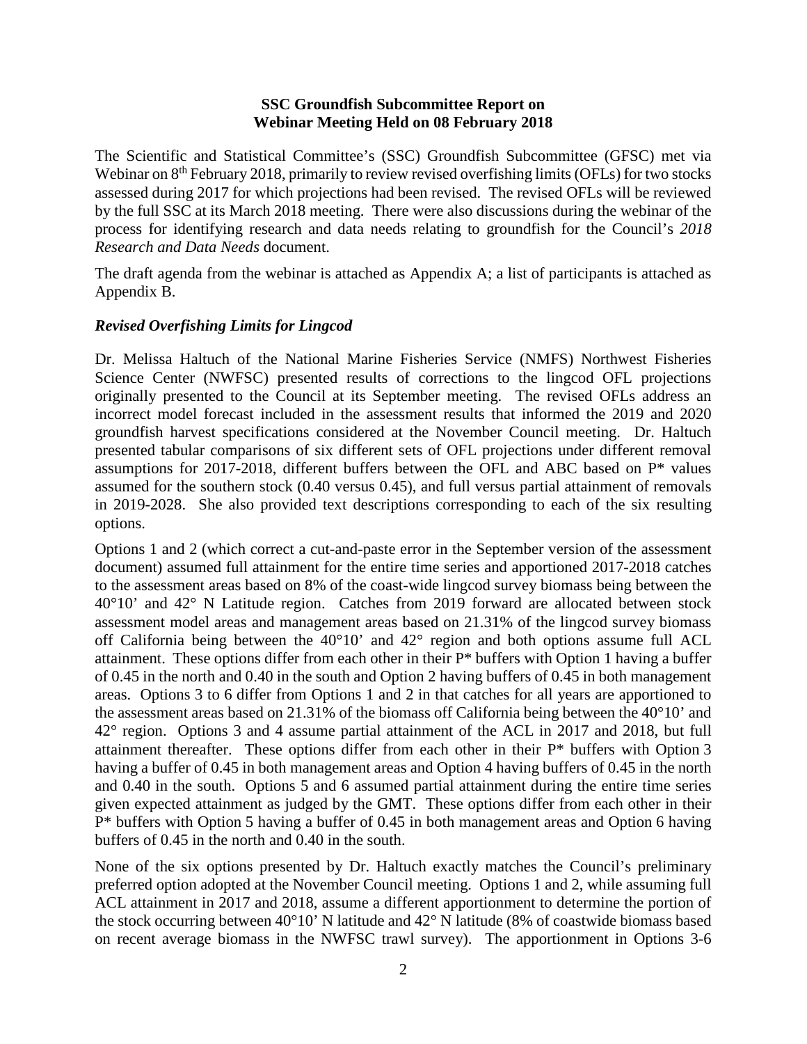**SSC Groundfish Subcommittee Report on Webinar Meeting Held on 08 February 2018**

The Scientific and Statistical Committee's (SSC) Groundfish Subcommittee (GFSC) met via Webinar on 8th February 2018, primarily to review revised overfishing limits (OFLs) for two stocks assessed during 2017 for which projections had been revised. The revised OFLs will be reviewed by the full SSC at its March 2018 meeting. There were also discussions during the webinar of the process for identifying research and data needs relating to groundfish for the Council's *2018 Research and Data Needs* document.

The draft agenda from the webinar is attached as Appendix A; a list of participants is attached as Appendix B.

### *Revised Overfishing Limits for Lingcod*

Dr. Melissa Haltuch of the National Marine Fisheries Service (NMFS) Northwest Fisheries Science Center (NWFSC) presented results of corrections to the lingcod OFL projections originally presented to the Council at its September meeting. The revised OFLs address an incorrect model forecast included in the assessment results that informed the 2019 and 2020 groundfish harvest specifications considered at the November Council meeting. Dr. Haltuch presented tabular comparisons of six different sets of OFL projections under different removal assumptions for 2017-2018, different buffers between the OFL and ABC based on P* values assumed for the southern stock (0.40 versus 0.45), and full versus partial attainment of removals in 2019-2028. She also provided text descriptions corresponding to each of the six resulting options.

Options 1 and 2 (which correct a cut-and-paste error in the September version of the assessment document) assumed full attainment for the entire time series and apportioned 2017-2018 catches to the assessment areas based on 8% of the coast-wide lingcod survey biomass being between the 40°10' and 42° N Latitude region. Catches from 2019 forward are allocated between stock assessment model areas and management areas based on 21.31% of the lingcod survey biomass off California being between the 40°10' and 42° region and both options assume full ACL attainment. These options differ from each other in their P* buffers with Option 1 having a buffer of 0.45 in the north and 0.40 in the south and Option 2 having buffers of 0.45 in both management areas. Options 3 to 6 differ from Options 1 and 2 in that catches for all years are apportioned to the assessment areas based on 21.31% of the biomass off California being between the 40°10' and 42° region. Options 3 and 4 assume partial attainment of the ACL in 2017 and 2018, but full attainment thereafter. These options differ from each other in their P* buffers with Option 3 having a buffer of 0.45 in both management areas and Option 4 having buffers of 0.45 in the north and 0.40 in the south. Options 5 and 6 assumed partial attainment during the entire time series given expected attainment as judged by the GMT. These options differ from each other in their P* buffers with Option 5 having a buffer of 0.45 in both management areas and Option 6 having buffers of 0.45 in the north and 0.40 in the south.

None of the six options presented by Dr. Haltuch exactly matches the Council's preliminary preferred option adopted at the November Council meeting. Options 1 and 2, while assuming full ACL attainment in 2017 and 2018, assume a different apportionment to determine the portion of the stock occurring between 40°10' N latitude and 42° N latitude (8% of coastwide biomass based on recent average biomass in the NWFSC trawl survey). The apportionment in Options 3-6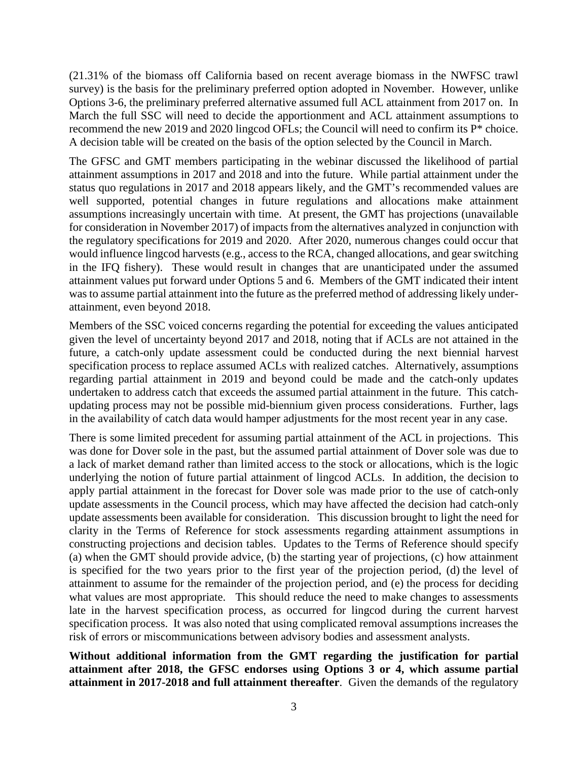(21.31% of the biomass off California based on recent average biomass in the NWFSC trawl survey) is the basis for the preliminary preferred option adopted in November. However, unlike Options 3-6, the preliminary preferred alternative assumed full ACL attainment from 2017 on. In March the full SSC will need to decide the apportionment and ACL attainment assumptions to recommend the new 2019 and 2020 lingcod OFLs; the Council will need to confirm its P* choice. A decision table will be created on the basis of the option selected by the Council in March.

The GFSC and GMT members participating in the webinar discussed the likelihood of partial attainment assumptions in 2017 and 2018 and into the future. While partial attainment under the status quo regulations in 2017 and 2018 appears likely, and the GMT's recommended values are well supported, potential changes in future regulations and allocations make attainment assumptions increasingly uncertain with time. At present, the GMT has projections (unavailable for consideration in November 2017) of impacts from the alternatives analyzed in conjunction with the regulatory specifications for 2019 and 2020. After 2020, numerous changes could occur that would influence lingcod harvests (e.g., access to the RCA, changed allocations, and gear switching in the IFQ fishery). These would result in changes that are unanticipated under the assumed attainment values put forward under Options 5 and 6. Members of the GMT indicated their intent was to assume partial attainment into the future as the preferred method of addressing likely under-attainment, even beyond 2018.

Members of the SSC voiced concerns regarding the potential for exceeding the values anticipated given the level of uncertainty beyond 2017 and 2018, noting that if ACLs are not attained in the future, a catch-only update assessment could be conducted during the next biennial harvest specification process to replace assumed ACLs with realized catches. Alternatively, assumptions regarding partial attainment in 2019 and beyond could be made and the catch-only updates undertaken to address catch that exceeds the assumed partial attainment in the future. This catch-updating process may not be possible mid-biennium given process considerations. Further, lags in the availability of catch data would hamper adjustments for the most recent year in any case.

There is some limited precedent for assuming partial attainment of the ACL in projections. This was done for Dover sole in the past, but the assumed partial attainment of Dover sole was due to a lack of market demand rather than limited access to the stock or allocations, which is the logic underlying the notion of future partial attainment of lingcod ACLs. In addition, the decision to apply partial attainment in the forecast for Dover sole was made prior to the use of catch-only update assessments in the Council process, which may have affected the decision had catch-only update assessments been available for consideration. This discussion brought to light the need for clarity in the Terms of Reference for stock assessments regarding attainment assumptions in constructing projections and decision tables. Updates to the Terms of Reference should specify (a) when the GMT should provide advice, (b) the starting year of projections, (c) how attainment is specified for the two years prior to the first year of the projection period, (d) the level of attainment to assume for the remainder of the projection period, and (e) the process for deciding what values are most appropriate. This should reduce the need to make changes to assessments late in the harvest specification process, as occurred for lingcod during the current harvest specification process. It was also noted that using complicated removal assumptions increases the risk of errors or miscommunications between advisory bodies and assessment analysts.

**Without additional information from the GMT regarding the justification for partial attainment after 2018, the GFSC endorses using Options 3 or 4, which assume partial attainment in 2017-2018 and full attainment thereafter**. Given the demands of the regulatory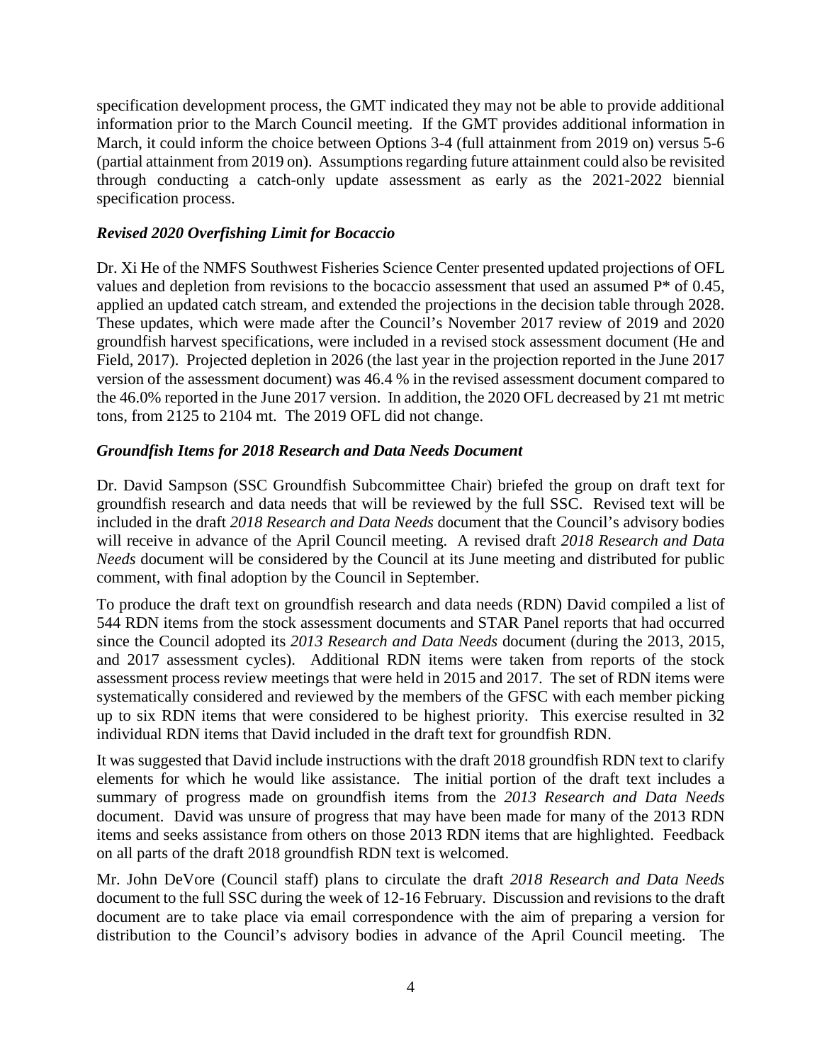specification development process, the GMT indicated they may not be able to provide additional information prior to the March Council meeting. If the GMT provides additional information in March, it could inform the choice between Options 3-4 (full attainment from 2019 on) versus 5-6 (partial attainment from 2019 on). Assumptions regarding future attainment could also be revisited through conducting a catch-only update assessment as early as the 2021-2022 biennial specification process.

### *Revised 2020 Overfishing Limit for Bocaccio*

Dr. Xi He of the NMFS Southwest Fisheries Science Center presented updated projections of OFL values and depletion from revisions to the bocaccio assessment that used an assumed P* of 0.45, applied an updated catch stream, and extended the projections in the decision table through 2028. These updates, which were made after the Council's November 2017 review of 2019 and 2020 groundfish harvest specifications, were included in a revised stock assessment document (He and Field, 2017). Projected depletion in 2026 (the last year in the projection reported in the June 2017 version of the assessment document) was 46.4 % in the revised assessment document compared to the 46.0% reported in the June 2017 version. In addition, the 2020 OFL decreased by 21 mt metric tons, from 2125 to 2104 mt. The 2019 OFL did not change.

### *Groundfish Items for 2018 Research and Data Needs Document*

Dr. David Sampson (SSC Groundfish Subcommittee Chair) briefed the group on draft text for groundfish research and data needs that will be reviewed by the full SSC. Revised text will be included in the draft *2018 Research and Data Needs* document that the Council's advisory bodies will receive in advance of the April Council meeting. A revised draft *2018 Research and Data Needs* document will be considered by the Council at its June meeting and distributed for public comment, with final adoption by the Council in September.

To produce the draft text on groundfish research and data needs (RDN) David compiled a list of 544 RDN items from the stock assessment documents and STAR Panel reports that had occurred since the Council adopted its *2013 Research and Data Needs* document (during the 2013, 2015, and 2017 assessment cycles). Additional RDN items were taken from reports of the stock assessment process review meetings that were held in 2015 and 2017. The set of RDN items were systematically considered and reviewed by the members of the GFSC with each member picking up to six RDN items that were considered to be highest priority. This exercise resulted in 32 individual RDN items that David included in the draft text for groundfish RDN.

It was suggested that David include instructions with the draft 2018 groundfish RDN text to clarify elements for which he would like assistance. The initial portion of the draft text includes a summary of progress made on groundfish items from the *2013 Research and Data Needs* document. David was unsure of progress that may have been made for many of the 2013 RDN items and seeks assistance from others on those 2013 RDN items that are highlighted. Feedback on all parts of the draft 2018 groundfish RDN text is welcomed.

Mr. John DeVore (Council staff) plans to circulate the draft *2018 Research and Data Needs* document to the full SSC during the week of 12-16 February. Discussion and revisions to the draft document are to take place via email correspondence with the aim of preparing a version for distribution to the Council's advisory bodies in advance of the April Council meeting. The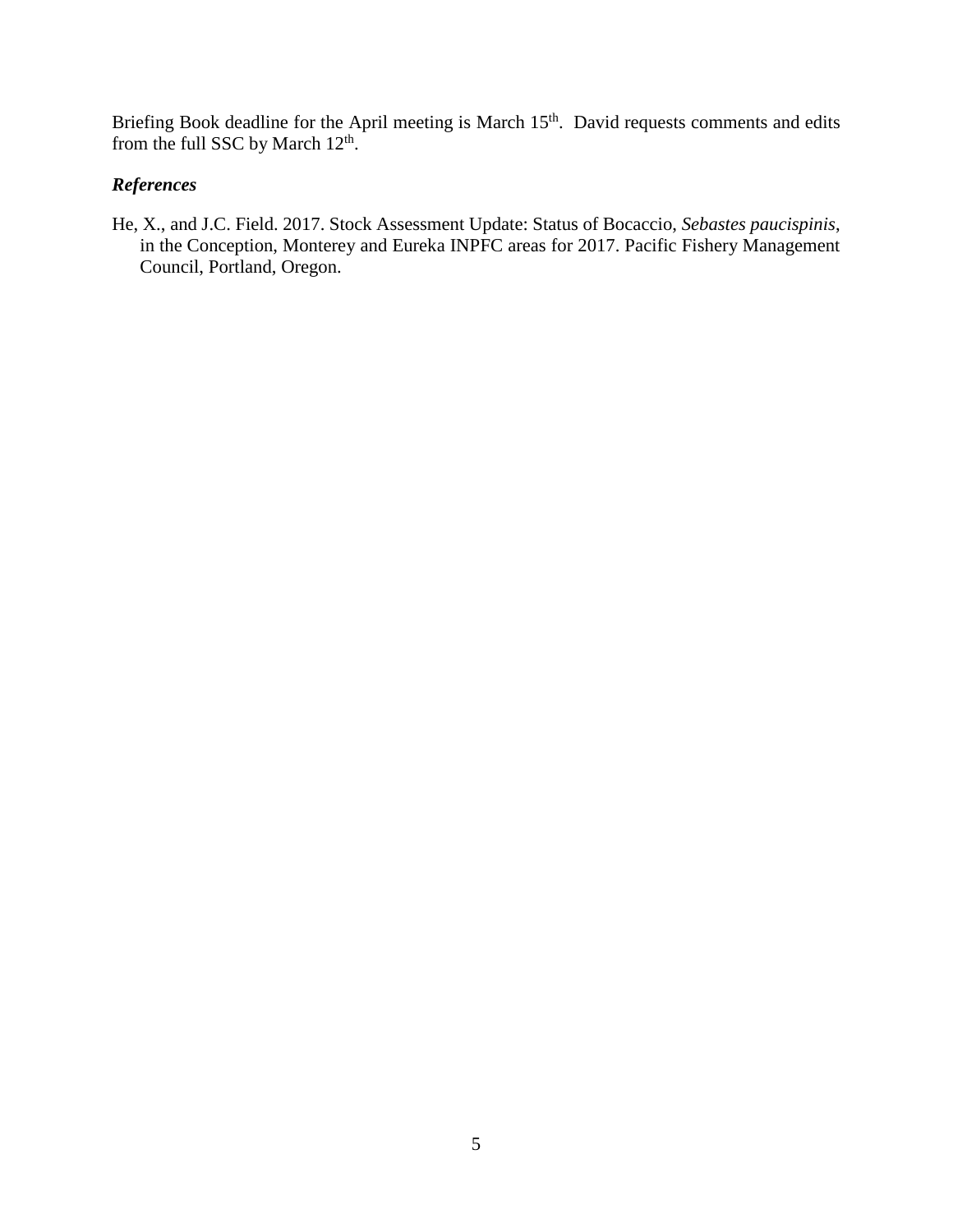Briefing Book deadline for the April meeting is March $15^{th}$. David requests comments and edits from the full SSC by March $12^{th}$.

### *References*

He, X., and J.C. Field. 2017. Stock Assessment Update: Status of Bocaccio, *Sebastes paucispinis*, in the Conception, Monterey and Eureka INPFC areas for 2017. Pacific Fishery Management Council, Portland, Oregon.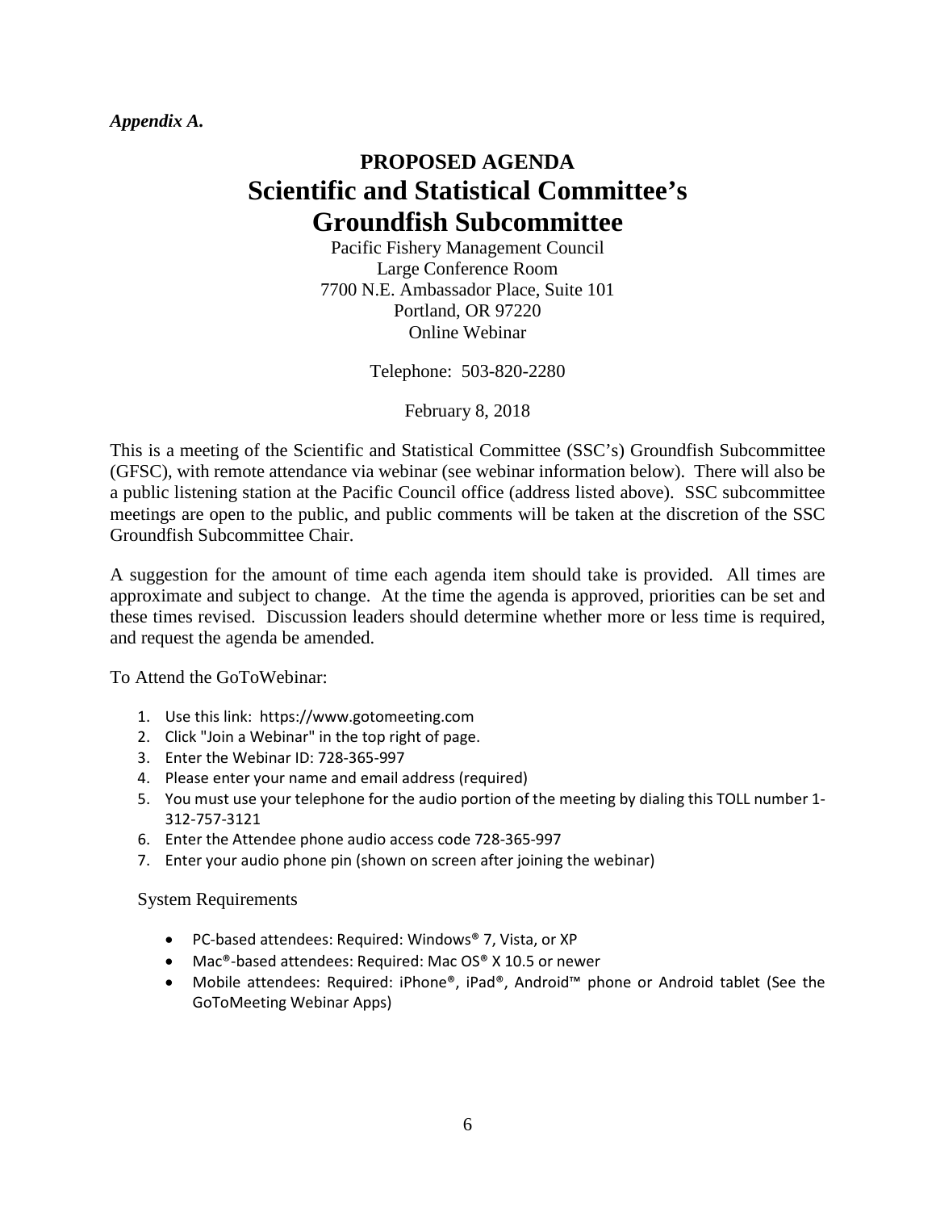*Appendix A.*

# PROPOSED AGENDA
# Scientific and Statistical Committee's Groundfish Subcommittee

Pacific Fishery Management Council
Large Conference Room
7700 N.E. Ambassador Place, Suite 101
Portland, OR 97220
Online Webinar

Telephone: 503-820-2280

February 8, 2018

This is a meeting of the Scientific and Statistical Committee (SSC's) Groundfish Subcommittee (GFSC), with remote attendance via webinar (see webinar information below). There will also be a public listening station at the Pacific Council office (address listed above). SSC subcommittee meetings are open to the public, and public comments will be taken at the discretion of the SSC Groundfish Subcommittee Chair.

A suggestion for the amount of time each agenda item should take is provided. All times are approximate and subject to change. At the time the agenda is approved, priorities can be set and these times revised. Discussion leaders should determine whether more or less time is required, and request the agenda be amended.

To Attend the GoToWebinar:

1. Use this link: https://www.gotomeeting.com
2. Click "Join a Webinar" in the top right of page.
3. Enter the Webinar ID: 728-365-997
4. Please enter your name and email address (required)
5. You must use your telephone for the audio portion of the meeting by dialing this TOLL number 1-312-757-3121
6. Enter the Attendee phone audio access code 728-365-997
7. Enter your audio phone pin (shown on screen after joining the webinar)

System Requirements

- PC-based attendees: Required: Windows® 7, Vista, or XP
- Mac®-based attendees: Required: Mac OS® X 10.5 or newer
- Mobile attendees: Required: iPhone®, iPad®, Android™ phone or Android tablet (See the GoToMeeting Webinar Apps)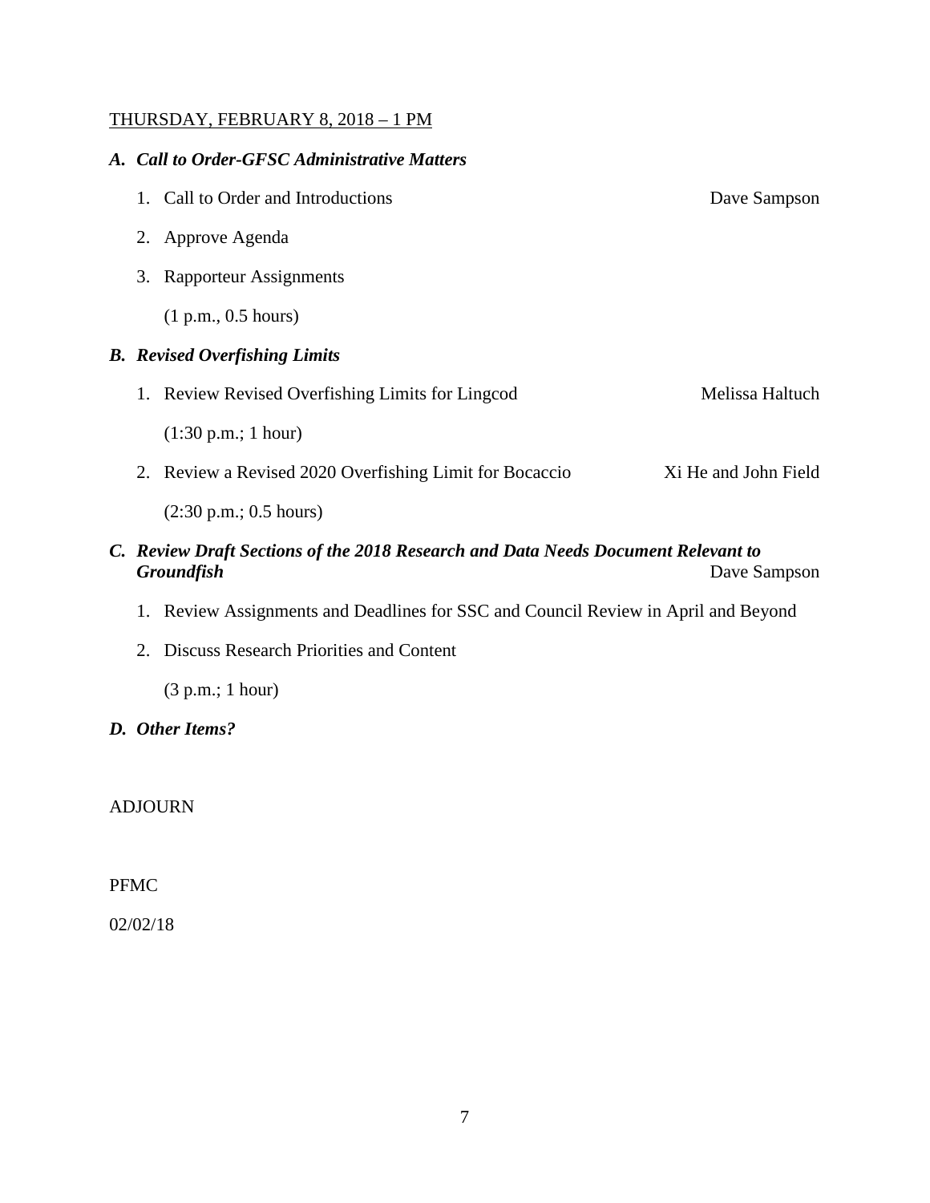THURSDAY, FEBRUARY 8, 2018 – 1 PM

***A. Call to Order-GFSC Administrative Matters***

1. Call to Order and Introductions — Dave Sampson
2. Approve Agenda
3. Rapporteur Assignments

   (1 p.m., 0.5 hours)

***B. Revised Overfishing Limits***

1. Review Revised Overfishing Limits for Lingcod — Melissa Haltuch

   (1:30 p.m.; 1 hour)

2. Review a Revised 2020 Overfishing Limit for Bocaccio — Xi He and John Field

   (2:30 p.m.; 0.5 hours)

***C. Review Draft Sections of the 2018 Research and Data Needs Document Relevant to Groundfish*** — Dave Sampson

1. Review Assignments and Deadlines for SSC and Council Review in April and Beyond
2. Discuss Research Priorities and Content

   (3 p.m.; 1 hour)

***D. Other Items?***

ADJOURN

PFMC

02/02/18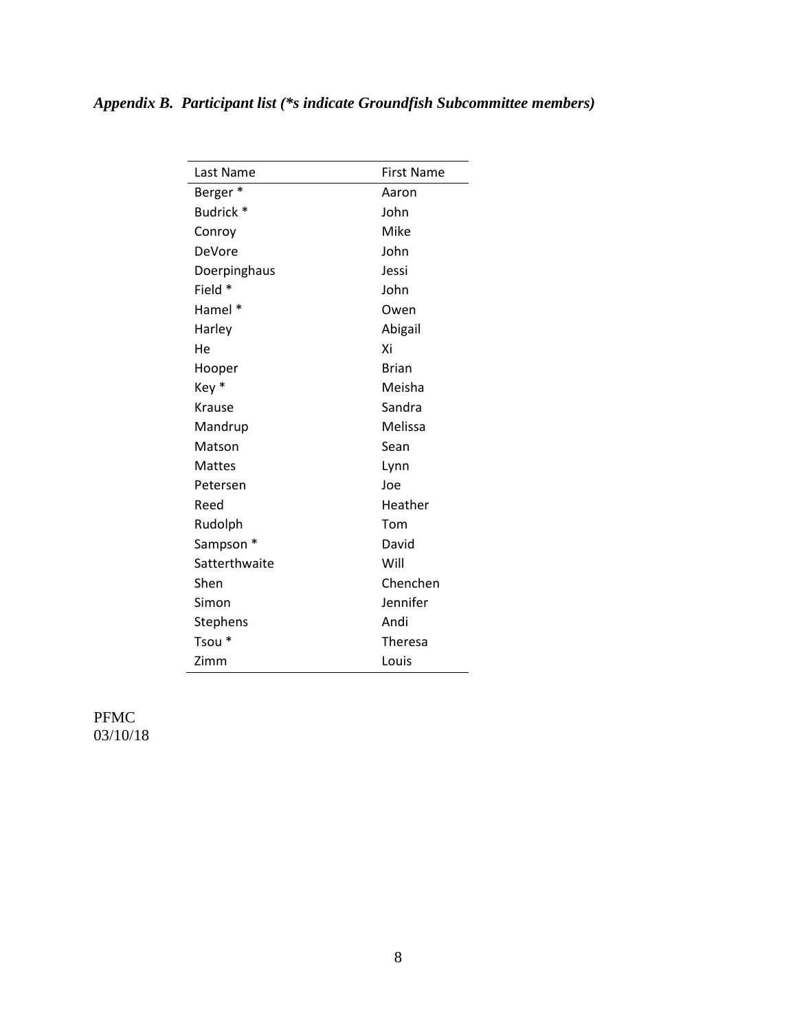***Appendix B. Participant list (*s indicate Groundfish Subcommittee members)***

| Last Name | First Name |
| --- | --- |
| Berger * | Aaron |
| Budrick * | John |
| Conroy | Mike |
| DeVore | John |
| Doerpinghaus | Jessi |
| Field * | John |
| Hamel * | Owen |
| Harley | Abigail |
| He | Xi |
| Hooper | Brian |
| Key * | Meisha |
| Krause | Sandra |
| Mandrup | Melissa |
| Matson | Sean |
| Mattes | Lynn |
| Petersen | Joe |
| Reed | Heather |
| Rudolph | Tom |
| Sampson * | David |
| Satterthwaite | Will |
| Shen | Chenchen |
| Simon | Jennifer |
| Stephens | Andi |
| Tsou * | Theresa |
| Zimm | Louis |

PFMC
03/10/18